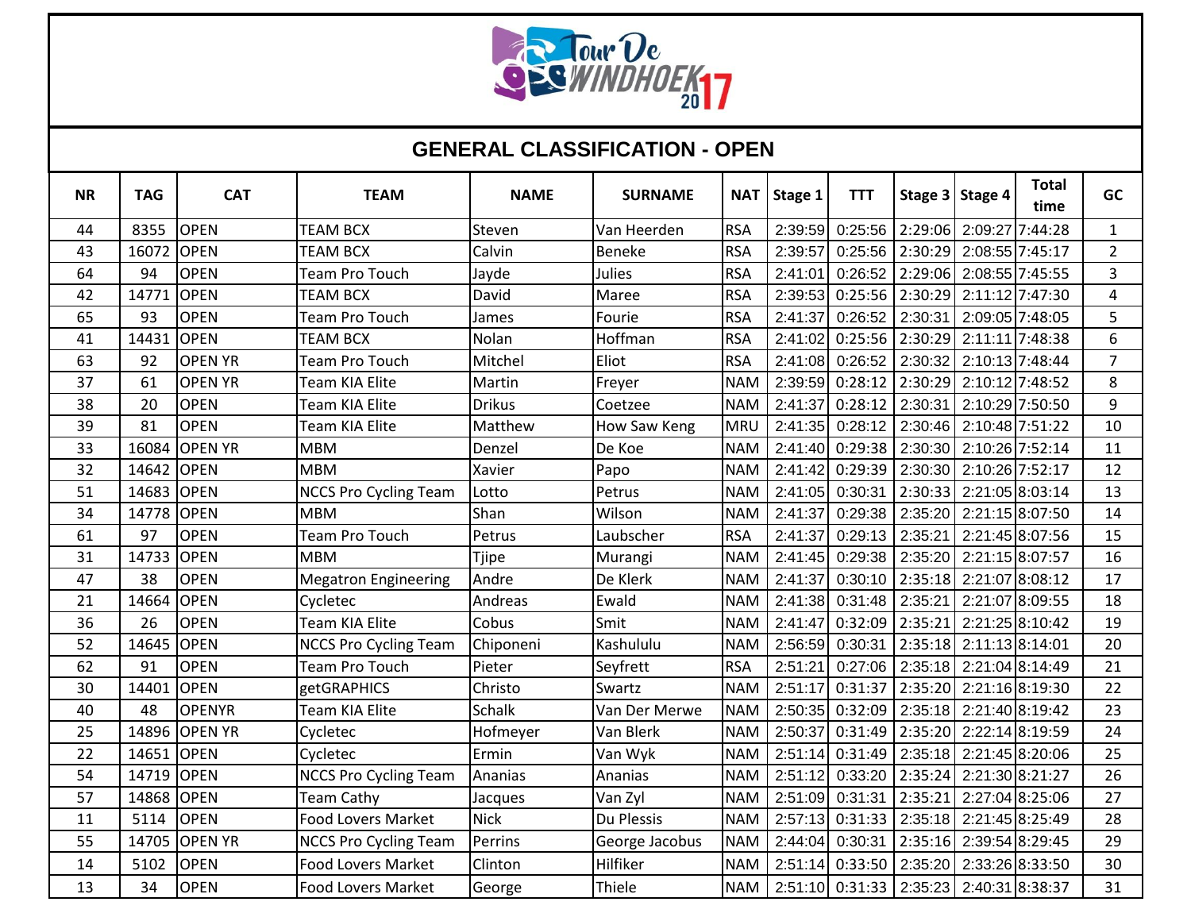Tour De WINDHOEK 2017

## GENERAL CLASSIFICATION - OPEN

| NR | TAG | CAT | TEAM | NAME | SURNAME | NAT | Stage 1 | TTT | Stage 3 | Stage 4 | Total time | GC |
|---|---|---|---|---|---|---|---|---|---|---|---|---|
| 44 | 8355 | OPEN | TEAM BCX | Steven | Van Heerden | RSA | 2:39:59 | 0:25:56 | 2:29:06 | 2:09:27 | 7:44:28 | 1 |
| 43 | 16072 | OPEN | TEAM BCX | Calvin | Beneke | RSA | 2:39:57 | 0:25:56 | 2:30:29 | 2:08:55 | 7:45:17 | 2 |
| 64 | 94 | OPEN | Team Pro Touch | Jayde | Julies | RSA | 2:41:01 | 0:26:52 | 2:29:06 | 2:08:55 | 7:45:55 | 3 |
| 42 | 14771 | OPEN | TEAM BCX | David | Maree | RSA | 2:39:53 | 0:25:56 | 2:30:29 | 2:11:12 | 7:47:30 | 4 |
| 65 | 93 | OPEN | Team Pro Touch | James | Fourie | RSA | 2:41:37 | 0:26:52 | 2:30:31 | 2:09:05 | 7:48:05 | 5 |
| 41 | 14431 | OPEN | TEAM BCX | Nolan | Hoffman | RSA | 2:41:02 | 0:25:56 | 2:30:29 | 2:11:11 | 7:48:38 | 6 |
| 63 | 92 | OPEN YR | Team Pro Touch | Mitchel | Eliot | RSA | 2:41:08 | 0:26:52 | 2:30:32 | 2:10:13 | 7:48:44 | 7 |
| 37 | 61 | OPEN YR | Team KIA Elite | Martin | Freyer | NAM | 2:39:59 | 0:28:12 | 2:30:29 | 2:10:12 | 7:48:52 | 8 |
| 38 | 20 | OPEN | Team KIA Elite | Drikus | Coetzee | NAM | 2:41:37 | 0:28:12 | 2:30:31 | 2:10:29 | 7:50:50 | 9 |
| 39 | 81 | OPEN | Team KIA Elite | Matthew | How Saw Keng | MRU | 2:41:35 | 0:28:12 | 2:30:46 | 2:10:48 | 7:51:22 | 10 |
| 33 | 16084 | OPEN YR | MBM | Denzel | De Koe | NAM | 2:41:40 | 0:29:38 | 2:30:30 | 2:10:26 | 7:52:14 | 11 |
| 32 | 14642 | OPEN | MBM | Xavier | Papo | NAM | 2:41:42 | 0:29:39 | 2:30:30 | 2:10:26 | 7:52:17 | 12 |
| 51 | 14683 | OPEN | NCCS Pro Cycling Team | Lotto | Petrus | NAM | 2:41:05 | 0:30:31 | 2:30:33 | 2:21:05 | 8:03:14 | 13 |
| 34 | 14778 | OPEN | MBM | Shan | Wilson | NAM | 2:41:37 | 0:29:38 | 2:35:20 | 2:21:15 | 8:07:50 | 14 |
| 61 | 97 | OPEN | Team Pro Touch | Petrus | Laubscher | RSA | 2:41:37 | 0:29:13 | 2:35:21 | 2:21:45 | 8:07:56 | 15 |
| 31 | 14733 | OPEN | MBM | Tjipe | Murangi | NAM | 2:41:45 | 0:29:38 | 2:35:20 | 2:21:15 | 8:07:57 | 16 |
| 47 | 38 | OPEN | Megatron Engineering | Andre | De Klerk | NAM | 2:41:37 | 0:30:10 | 2:35:18 | 2:21:07 | 8:08:12 | 17 |
| 21 | 14664 | OPEN | Cycletec | Andreas | Ewald | NAM | 2:41:38 | 0:31:48 | 2:35:21 | 2:21:07 | 8:09:55 | 18 |
| 36 | 26 | OPEN | Team KIA Elite | Cobus | Smit | NAM | 2:41:47 | 0:32:09 | 2:35:21 | 2:21:25 | 8:10:42 | 19 |
| 52 | 14645 | OPEN | NCCS Pro Cycling Team | Chiponeni | Kashululu | NAM | 2:56:59 | 0:30:31 | 2:35:18 | 2:11:13 | 8:14:01 | 20 |
| 62 | 91 | OPEN | Team Pro Touch | Pieter | Seyfrett | RSA | 2:51:21 | 0:27:06 | 2:35:18 | 2:21:04 | 8:14:49 | 21 |
| 30 | 14401 | OPEN | getGRAPHICS | Christo | Swartz | NAM | 2:51:17 | 0:31:37 | 2:35:20 | 2:21:16 | 8:19:30 | 22 |
| 40 | 48 | OPENYR | Team KIA Elite | Schalk | Van Der Merwe | NAM | 2:50:35 | 0:32:09 | 2:35:18 | 2:21:40 | 8:19:42 | 23 |
| 25 | 14896 | OPEN YR | Cycletec | Hofmeyer | Van Blerk | NAM | 2:50:37 | 0:31:49 | 2:35:20 | 2:22:14 | 8:19:59 | 24 |
| 22 | 14651 | OPEN | Cycletec | Ermin | Van Wyk | NAM | 2:51:14 | 0:31:49 | 2:35:18 | 2:21:45 | 8:20:06 | 25 |
| 54 | 14719 | OPEN | NCCS Pro Cycling Team | Ananias | Ananias | NAM | 2:51:12 | 0:33:20 | 2:35:24 | 2:21:30 | 8:21:27 | 26 |
| 57 | 14868 | OPEN | Team Cathy | Jacques | Van Zyl | NAM | 2:51:09 | 0:31:31 | 2:35:21 | 2:27:04 | 8:25:06 | 27 |
| 11 | 5114 | OPEN | Food Lovers Market | Nick | Du Plessis | NAM | 2:57:13 | 0:31:33 | 2:35:18 | 2:21:45 | 8:25:49 | 28 |
| 55 | 14705 | OPEN YR | NCCS Pro Cycling Team | Perrins | George Jacobus | NAM | 2:44:04 | 0:30:31 | 2:35:16 | 2:39:54 | 8:29:45 | 29 |
| 14 | 5102 | OPEN | Food Lovers Market | Clinton | Hilfiker | NAM | 2:51:14 | 0:33:50 | 2:35:20 | 2:33:26 | 8:33:50 | 30 |
| 13 | 34 | OPEN | Food Lovers Market | George | Thiele | NAM | 2:51:10 | 0:31:33 | 2:35:23 | 2:40:31 | 8:38:37 | 31 |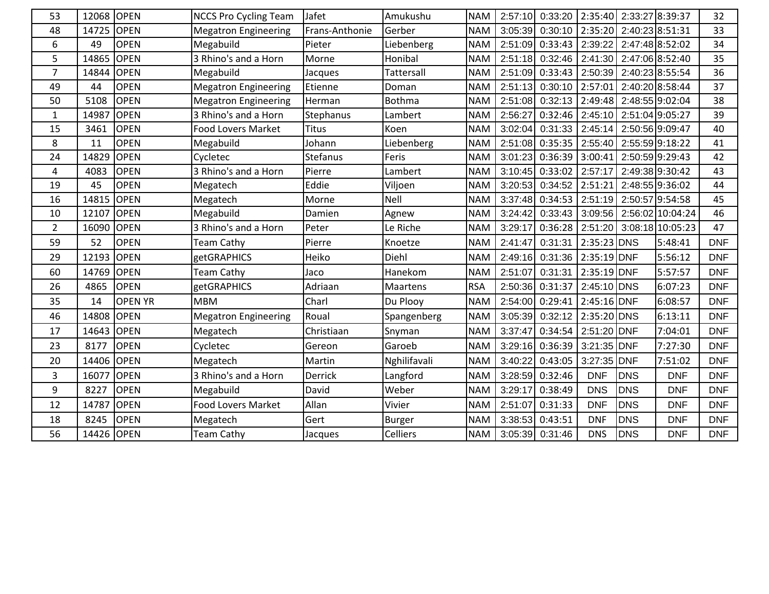| | | | | | | | | | | | | |
|---|---|---|---|---|---|---|---|---|---|---|---|---|
| 53 | 12068 | OPEN | NCCS Pro Cycling Team | Jafet | Amukushu | NAM | 2:57:10 | 0:33:20 | 2:35:40 | 2:33:27 | 8:39:37 | 32 |
| 48 | 14725 | OPEN | Megatron Engineering | Frans-Anthonie | Gerber | NAM | 3:05:39 | 0:30:10 | 2:35:20 | 2:40:23 | 8:51:31 | 33 |
| 6 | 49 | OPEN | Megabuild | Pieter | Liebenberg | NAM | 2:51:09 | 0:33:43 | 2:39:22 | 2:47:48 | 8:52:02 | 34 |
| 5 | 14865 | OPEN | 3 Rhino's and a Horn | Morne | Honibal | NAM | 2:51:18 | 0:32:46 | 2:41:30 | 2:47:06 | 8:52:40 | 35 |
| 7 | 14844 | OPEN | Megabuild | Jacques | Tattersall | NAM | 2:51:09 | 0:33:43 | 2:50:39 | 2:40:23 | 8:55:54 | 36 |
| 49 | 44 | OPEN | Megatron Engineering | Etienne | Doman | NAM | 2:51:13 | 0:30:10 | 2:57:01 | 2:40:20 | 8:58:44 | 37 |
| 50 | 5108 | OPEN | Megatron Engineering | Herman | Bothma | NAM | 2:51:08 | 0:32:13 | 2:49:48 | 2:48:55 | 9:02:04 | 38 |
| 1 | 14987 | OPEN | 3 Rhino's and a Horn | Stephanus | Lambert | NAM | 2:56:27 | 0:32:46 | 2:45:10 | 2:51:04 | 9:05:27 | 39 |
| 15 | 3461 | OPEN | Food Lovers Market | Titus | Koen | NAM | 3:02:04 | 0:31:33 | 2:45:14 | 2:50:56 | 9:09:47 | 40 |
| 8 | 11 | OPEN | Megabuild | Johann | Liebenberg | NAM | 2:51:08 | 0:35:35 | 2:55:40 | 2:55:59 | 9:18:22 | 41 |
| 24 | 14829 | OPEN | Cycletec | Stefanus | Feris | NAM | 3:01:23 | 0:36:39 | 3:00:41 | 2:50:59 | 9:29:43 | 42 |
| 4 | 4083 | OPEN | 3 Rhino's and a Horn | Pierre | Lambert | NAM | 3:10:45 | 0:33:02 | 2:57:17 | 2:49:38 | 9:30:42 | 43 |
| 19 | 45 | OPEN | Megatech | Eddie | Viljoen | NAM | 3:20:53 | 0:34:52 | 2:51:21 | 2:48:55 | 9:36:02 | 44 |
| 16 | 14815 | OPEN | Megatech | Morne | Nell | NAM | 3:37:48 | 0:34:53 | 2:51:19 | 2:50:57 | 9:54:58 | 45 |
| 10 | 12107 | OPEN | Megabuild | Damien | Agnew | NAM | 3:24:42 | 0:33:43 | 3:09:56 | 2:56:02 | 10:04:24 | 46 |
| 2 | 16090 | OPEN | 3 Rhino's and a Horn | Peter | Le Riche | NAM | 3:29:17 | 0:36:28 | 2:51:20 | 3:08:18 | 10:05:23 | 47 |
| 59 | 52 | OPEN | Team Cathy | Pierre | Knoetze | NAM | 2:41:47 | 0:31:31 | 2:35:23 | DNS | 5:48:41 | DNF |
| 29 | 12193 | OPEN | getGRAPHICS | Heiko | Diehl | NAM | 2:49:16 | 0:31:36 | 2:35:19 | DNF | 5:56:12 | DNF |
| 60 | 14769 | OPEN | Team Cathy | Jaco | Hanekom | NAM | 2:51:07 | 0:31:31 | 2:35:19 | DNF | 5:57:57 | DNF |
| 26 | 4865 | OPEN | getGRAPHICS | Adriaan | Maartens | RSA | 2:50:36 | 0:31:37 | 2:45:10 | DNS | 6:07:23 | DNF |
| 35 | 14 | OPEN YR | MBM | Charl | Du Plooy | NAM | 2:54:00 | 0:29:41 | 2:45:16 | DNF | 6:08:57 | DNF |
| 46 | 14808 | OPEN | Megatron Engineering | Roual | Spangenberg | NAM | 3:05:39 | 0:32:12 | 2:35:20 | DNS | 6:13:11 | DNF |
| 17 | 14643 | OPEN | Megatech | Christiaan | Snyman | NAM | 3:37:47 | 0:34:54 | 2:51:20 | DNF | 7:04:01 | DNF |
| 23 | 8177 | OPEN | Cycletec | Gereon | Garoeb | NAM | 3:29:16 | 0:36:39 | 3:21:35 | DNF | 7:27:30 | DNF |
| 20 | 14406 | OPEN | Megatech | Martin | Nghilifavali | NAM | 3:40:22 | 0:43:05 | 3:27:35 | DNF | 7:51:02 | DNF |
| 3 | 16077 | OPEN | 3 Rhino's and a Horn | Derrick | Langford | NAM | 3:28:59 | 0:32:46 | DNF | DNS | DNF | DNF |
| 9 | 8227 | OPEN | Megabuild | David | Weber | NAM | 3:29:17 | 0:38:49 | DNS | DNS | DNF | DNF |
| 12 | 14787 | OPEN | Food Lovers Market | Allan | Vivier | NAM | 2:51:07 | 0:31:33 | DNF | DNS | DNF | DNF |
| 18 | 8245 | OPEN | Megatech | Gert | Burger | NAM | 3:38:53 | 0:43:51 | DNF | DNS | DNF | DNF |
| 56 | 14426 | OPEN | Team Cathy | Jacques | Celliers | NAM | 3:05:39 | 0:31:46 | DNS | DNS | DNF | DNF |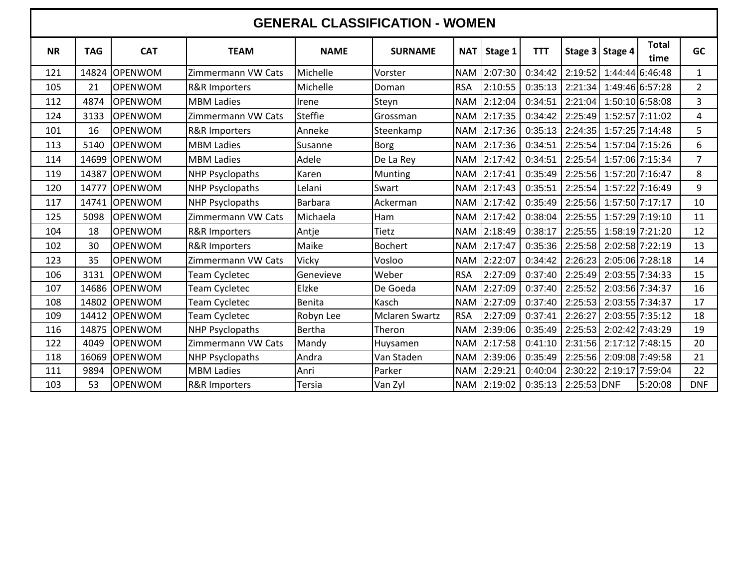# GENERAL CLASSIFICATION - WOMEN

| NR | TAG | CAT | TEAM | NAME | SURNAME | NAT | Stage 1 | TTT | Stage 3 | Stage 4 | Total time | GC |
|---|---|---|---|---|---|---|---|---|---|---|---|---|
| 121 | 14824 | OPENWOM | Zimmermann VW Cats | Michelle | Vorster | NAM | 2:07:30 | 0:34:42 | 2:19:52 | 1:44:44 | 6:46:48 | 1 |
| 105 | 21 | OPENWOM | R&R Importers | Michelle | Doman | RSA | 2:10:55 | 0:35:13 | 2:21:34 | 1:49:46 | 6:57:28 | 2 |
| 112 | 4874 | OPENWOM | MBM Ladies | Irene | Steyn | NAM | 2:12:04 | 0:34:51 | 2:21:04 | 1:50:10 | 6:58:08 | 3 |
| 124 | 3133 | OPENWOM | Zimmermann VW Cats | Steffie | Grossman | NAM | 2:17:35 | 0:34:42 | 2:25:49 | 1:52:57 | 7:11:02 | 4 |
| 101 | 16 | OPENWOM | R&R Importers | Anneke | Steenkamp | NAM | 2:17:36 | 0:35:13 | 2:24:35 | 1:57:25 | 7:14:48 | 5 |
| 113 | 5140 | OPENWOM | MBM Ladies | Susanne | Borg | NAM | 2:17:36 | 0:34:51 | 2:25:54 | 1:57:04 | 7:15:26 | 6 |
| 114 | 14699 | OPENWOM | MBM Ladies | Adele | De La Rey | NAM | 2:17:42 | 0:34:51 | 2:25:54 | 1:57:06 | 7:15:34 | 7 |
| 119 | 14387 | OPENWOM | NHP Psyclopaths | Karen | Munting | NAM | 2:17:41 | 0:35:49 | 2:25:56 | 1:57:20 | 7:16:47 | 8 |
| 120 | 14777 | OPENWOM | NHP Psyclopaths | Lelani | Swart | NAM | 2:17:43 | 0:35:51 | 2:25:54 | 1:57:22 | 7:16:49 | 9 |
| 117 | 14741 | OPENWOM | NHP Psyclopaths | Barbara | Ackerman | NAM | 2:17:42 | 0:35:49 | 2:25:56 | 1:57:50 | 7:17:17 | 10 |
| 125 | 5098 | OPENWOM | Zimmermann VW Cats | Michaela | Ham | NAM | 2:17:42 | 0:38:04 | 2:25:55 | 1:57:29 | 7:19:10 | 11 |
| 104 | 18 | OPENWOM | R&R Importers | Antje | Tietz | NAM | 2:18:49 | 0:38:17 | 2:25:55 | 1:58:19 | 7:21:20 | 12 |
| 102 | 30 | OPENWOM | R&R Importers | Maike | Bochert | NAM | 2:17:47 | 0:35:36 | 2:25:58 | 2:02:58 | 7:22:19 | 13 |
| 123 | 35 | OPENWOM | Zimmermann VW Cats | Vicky | Vosloo | NAM | 2:22:07 | 0:34:42 | 2:26:23 | 2:05:06 | 7:28:18 | 14 |
| 106 | 3131 | OPENWOM | Team Cycletec | Genevieve | Weber | RSA | 2:27:09 | 0:37:40 | 2:25:49 | 2:03:55 | 7:34:33 | 15 |
| 107 | 14686 | OPENWOM | Team Cycletec | Elzke | De Goeda | NAM | 2:27:09 | 0:37:40 | 2:25:52 | 2:03:56 | 7:34:37 | 16 |
| 108 | 14802 | OPENWOM | Team Cycletec | Benita | Kasch | NAM | 2:27:09 | 0:37:40 | 2:25:53 | 2:03:55 | 7:34:37 | 17 |
| 109 | 14412 | OPENWOM | Team Cycletec | Robyn Lee | Mclaren Swartz | RSA | 2:27:09 | 0:37:41 | 2:26:27 | 2:03:55 | 7:35:12 | 18 |
| 116 | 14875 | OPENWOM | NHP Psyclopaths | Bertha | Theron | NAM | 2:39:06 | 0:35:49 | 2:25:53 | 2:02:42 | 7:43:29 | 19 |
| 122 | 4049 | OPENWOM | Zimmermann VW Cats | Mandy | Huysamen | NAM | 2:17:58 | 0:41:10 | 2:31:56 | 2:17:12 | 7:48:15 | 20 |
| 118 | 16069 | OPENWOM | NHP Psyclopaths | Andra | Van Staden | NAM | 2:39:06 | 0:35:49 | 2:25:56 | 2:09:08 | 7:49:58 | 21 |
| 111 | 9894 | OPENWOM | MBM Ladies | Anri | Parker | NAM | 2:29:21 | 0:40:04 | 2:30:22 | 2:19:17 | 7:59:04 | 22 |
| 103 | 53 | OPENWOM | R&R Importers | Tersia | Van Zyl | NAM | 2:19:02 | 0:35:13 | 2:25:53 | DNF | 5:20:08 | DNF |